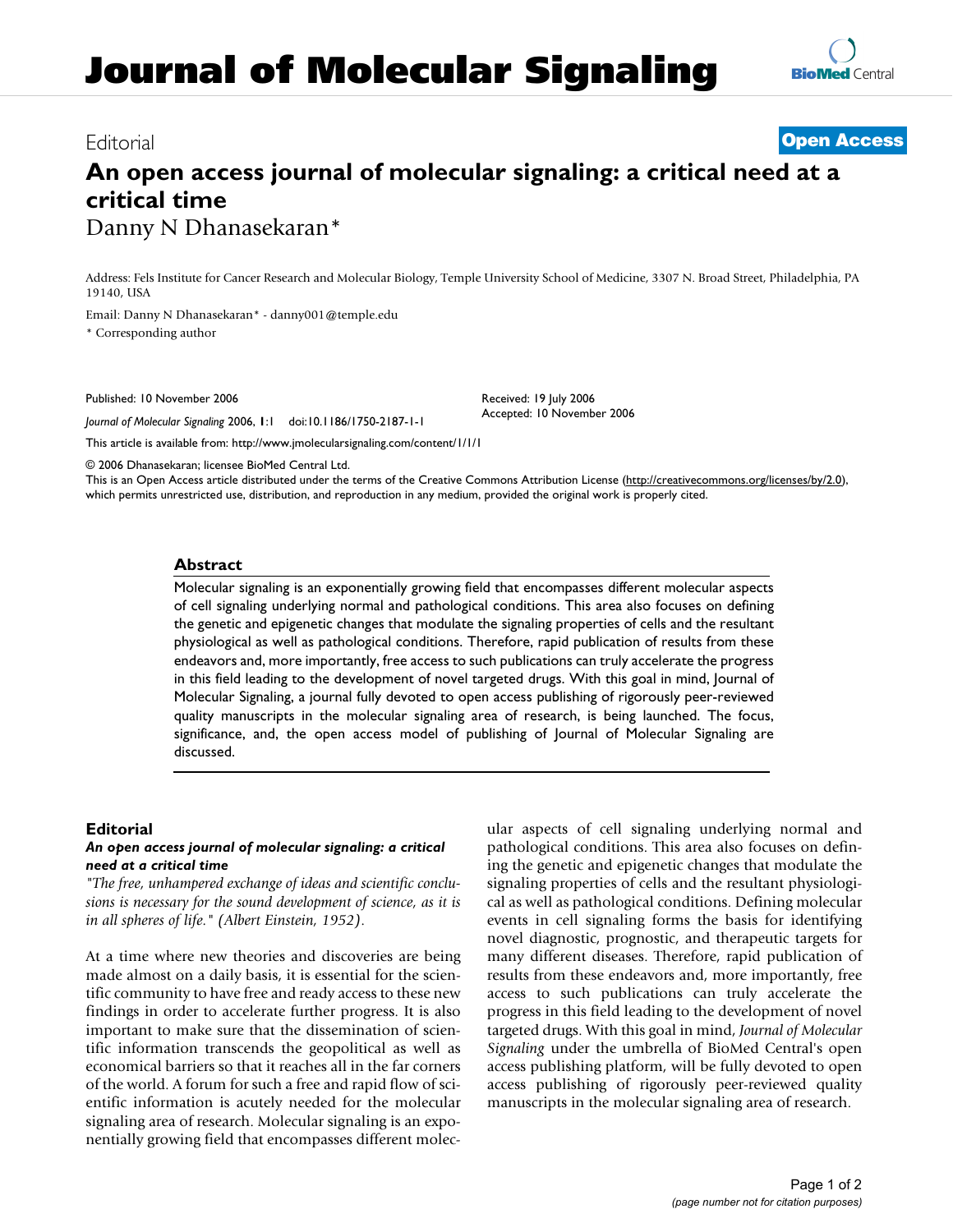# Journal of Molecular Signaling

Editorial

**Open Access**

# An open access journal of molecular signaling: a critical need at a critical time

Danny N Dhanasekaran*

Address: Fels Institute for Cancer Research and Molecular Biology, Temple University School of Medicine, 3307 N. Broad Street, Philadelphia, PA 19140, USA

Email: Danny N Dhanasekaran* - danny001@temple.edu

\* Corresponding author

Published: 10 November 2006

*Journal of Molecular Signaling* 2006, **1**:1 doi:10.1186/1750-2187-1-1

Received: 19 July 2006
Accepted: 10 November 2006

This article is available from: http://www.jmolecularsignaling.com/content/1/1/1

© 2006 Dhanasekaran; licensee BioMed Central Ltd.
This is an Open Access article distributed under the terms of the Creative Commons Attribution License (http://creativecommons.org/licenses/by/2.0), which permits unrestricted use, distribution, and reproduction in any medium, provided the original work is properly cited.

## Abstract

Molecular signaling is an exponentially growing field that encompasses different molecular aspects of cell signaling underlying normal and pathological conditions. This area also focuses on defining the genetic and epigenetic changes that modulate the signaling properties of cells and the resultant physiological as well as pathological conditions. Therefore, rapid publication of results from these endeavors and, more importantly, free access to such publications can truly accelerate the progress in this field leading to the development of novel targeted drugs. With this goal in mind, Journal of Molecular Signaling, a journal fully devoted to open access publishing of rigorously peer-reviewed quality manuscripts in the molecular signaling area of research, is being launched. The focus, significance, and, the open access model of publishing of Journal of Molecular Signaling are discussed.

## Editorial

### *An open access journal of molecular signaling: a critical need at a critical time*

*"The free, unhampered exchange of ideas and scientific conclusions is necessary for the sound development of science, as it is in all spheres of life." (Albert Einstein, 1952).*

At a time where new theories and discoveries are being made almost on a daily basis, it is essential for the scientific community to have free and ready access to these new findings in order to accelerate further progress. It is also important to make sure that the dissemination of scientific information transcends the geopolitical as well as economical barriers so that it reaches all in the far corners of the world. A forum for such a free and rapid flow of scientific information is acutely needed for the molecular signaling area of research. Molecular signaling is an exponentially growing field that encompasses different molecular aspects of cell signaling underlying normal and pathological conditions. This area also focuses on defining the genetic and epigenetic changes that modulate the signaling properties of cells and the resultant physiological as well as pathological conditions. Defining molecular events in cell signaling forms the basis for identifying novel diagnostic, prognostic, and therapeutic targets for many different diseases. Therefore, rapid publication of results from these endeavors and, more importantly, free access to such publications can truly accelerate the progress in this field leading to the development of novel targeted drugs. With this goal in mind, *Journal of Molecular Signaling* under the umbrella of BioMed Central's open access publishing platform, will be fully devoted to open access publishing of rigorously peer-reviewed quality manuscripts in the molecular signaling area of research.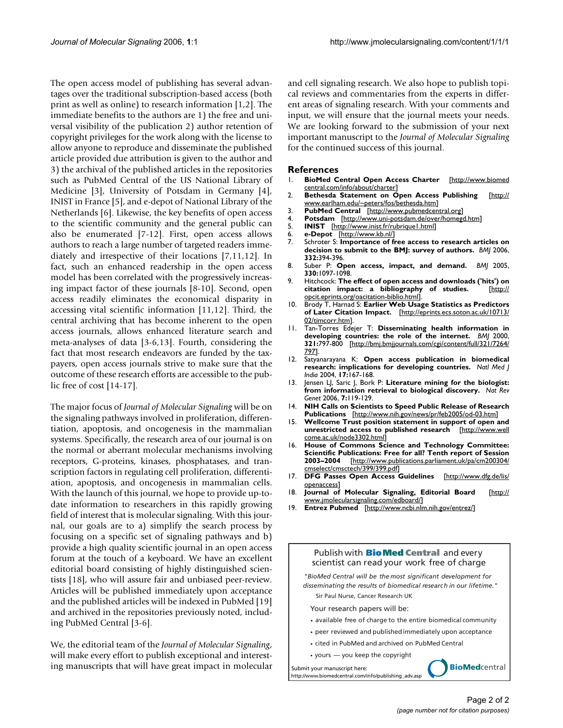The open access model of publishing has several advantages over the traditional subscription-based access (both print as well as online) to research information [1,2]. The immediate benefits to the authors are 1) the free and universal visibility of the publication 2) author retention of copyright privileges for the work along with the license to allow anyone to reproduce and disseminate the published article provided due attribution is given to the author and 3) the archival of the published articles in the repositories such as PubMed Central of the US National Library of Medicine [3], University of Potsdam in Germany [4], INIST in France [5], and e-depot of National Library of the Netherlands [6]. Likewise, the key benefits of open access to the scientific community and the general public can also be enumerated [7-12]. First, open access allows authors to reach a large number of targeted readers immediately and irrespective of their locations [7,11,12]. In fact, such an enhanced readership in the open access model has been correlated with the progressively increasing impact factor of these journals [8-10]. Second, open access readily eliminates the economical disparity in accessing vital scientific information [11,12]. Third, the central archiving that has become inherent to the open access journals, allows enhanced literature search and meta-analyses of data [3-6,13]. Fourth, considering the fact that most research endeavors are funded by the taxpayers, open access journals strive to make sure that the outcome of these research efforts are accessible to the public free of cost [14-17].

The major focus of *Journal of Molecular Signaling* will be on the signaling pathways involved in proliferation, differentiation, apoptosis, and oncogenesis in the mammalian systems. Specifically, the research area of our journal is on the normal or aberrant molecular mechanisms involving receptors, G-proteins, kinases, phosphatases, and transcription factors in regulating cell proliferation, differentiation, apoptosis, and oncogenesis in mammalian cells. With the launch of this journal, we hope to provide up-to-date information to researchers in this rapidly growing field of interest that is molecular signaling. With this journal, our goals are to a) simplify the search process by focusing on a specific set of signaling pathways and b) provide a high quality scientific journal in an open access forum at the touch of a keyboard. We have an excellent editorial board consisting of highly distinguished scientists [18], who will assure fair and unbiased peer-review. Articles will be published immediately upon acceptance and the published articles will be indexed in PubMed [19] and archived in the repositories previously noted, including PubMed Central [3-6].

We, the editorial team of the *Journal of Molecular Signaling*, will make every effort to publish exceptional and interesting manuscripts that will have great impact in molecular and cell signaling research. We also hope to publish topical reviews and commentaries from the experts in different areas of signaling research. With your comments and input, we will ensure that the journal meets your needs. We are looking forward to the submission of your next important manuscript to the *Journal of Molecular Signaling* for the continued success of this journal.

## References

1. **BioMed Central Open Access Charter** [http://www.biomedcentral.com/info/about/charter]
2. **Bethesda Statement on Open Access Publishing** [http://www.earlham.edu/~peters/fos/bethesda.htm]
3. **PubMed Central** [http://www.pubmedcentral.org]
4. **Potsdam** [http://www.uni-potsdam.de/over/homegd.htm]
5. **INIST** [http://www.inist.fr/rubrique1.html]
6. **e-Depot** [http://www.kb.nl/]
7. Schroter S: **Importance of free access to research articles on decision to submit to the BMJ: survey of authors.** *BMJ* 2006, **332:**394-396.
8. Suber P: **Open access, impact, and demand.** *BMJ* 2005, **330:**1097-1098.
9. Hitchcock: **The effect of open access and downloads ('hits') on citation impact: a bibliography of studies.** [http://opcit.eprints.org/oacitation-biblio.html].
10. Brody T, Harnad S: **Earlier Web Usage Statistics as Predictors of Later Citation Impact.** [http://eprints.ecs.soton.ac.uk/10713/02/timcorr.htm].
11. Tan-Torres Edejer T: **Disseminating health information in developing countries: the role of the internet.** *BMJ* 2000, **321:**797-800 [http://bmj.bmjjournals.com/cgi/content/full/321/7264/797].
12. Satyanarayana K: **Open access publication in biomedical research: implications for developing countries.** *Natl Med J India* 2004, **17:**167-168.
13. Jensen LJ, Saric J, Bork P: **Literature mining for the biologist: from information retrieval to biological discovery.** *Nat Rev Genet* 2006, **7:**119-129.
14. **NIH Calls on Scientists to Speed Public Release of Research Publications** [http://www.nih.gov/news/pr/feb2005/od-03.htm]
15. **Wellcome Trust position statement in support of open and unrestricted access to published research** [http://www.wellcome.ac.uk/node3302.html]
16. **House of Commons Science and Technology Committee: Scientific Publications: Free for all? Tenth report of Session 2003–2004** [http://www.publications.parliament.uk/pa/cm200304/cmselect/cmsctech/399/399.pdf]
17. **DFG Passes Open Access Guidelines** [http://www.dfg.de/lis/openaccess]
18. **Journal of Molecular Signaling, Editorial Board** [http://www.jmolecularsignaling.com/edboard/]
19. **Entrez Pubmed** [http://www.ncbi.nlm.nih.gov/entrez/]

Publish with **BioMed Central** and every scientist can read your work free of charge

*"BioMed Central will be the most significant development for disseminating the results of biomedical research in our lifetime."*

Sir Paul Nurse, Cancer Research UK

Your research papers will be:

- available free of charge to the entire biomedical community
- peer reviewed and published immediately upon acceptance
- cited in PubMed and archived on PubMed Central
- yours — you keep the copyright

Submit your manuscript here:
http://www.biomedcentral.com/info/publishing_adv.asp

**BioMed**central